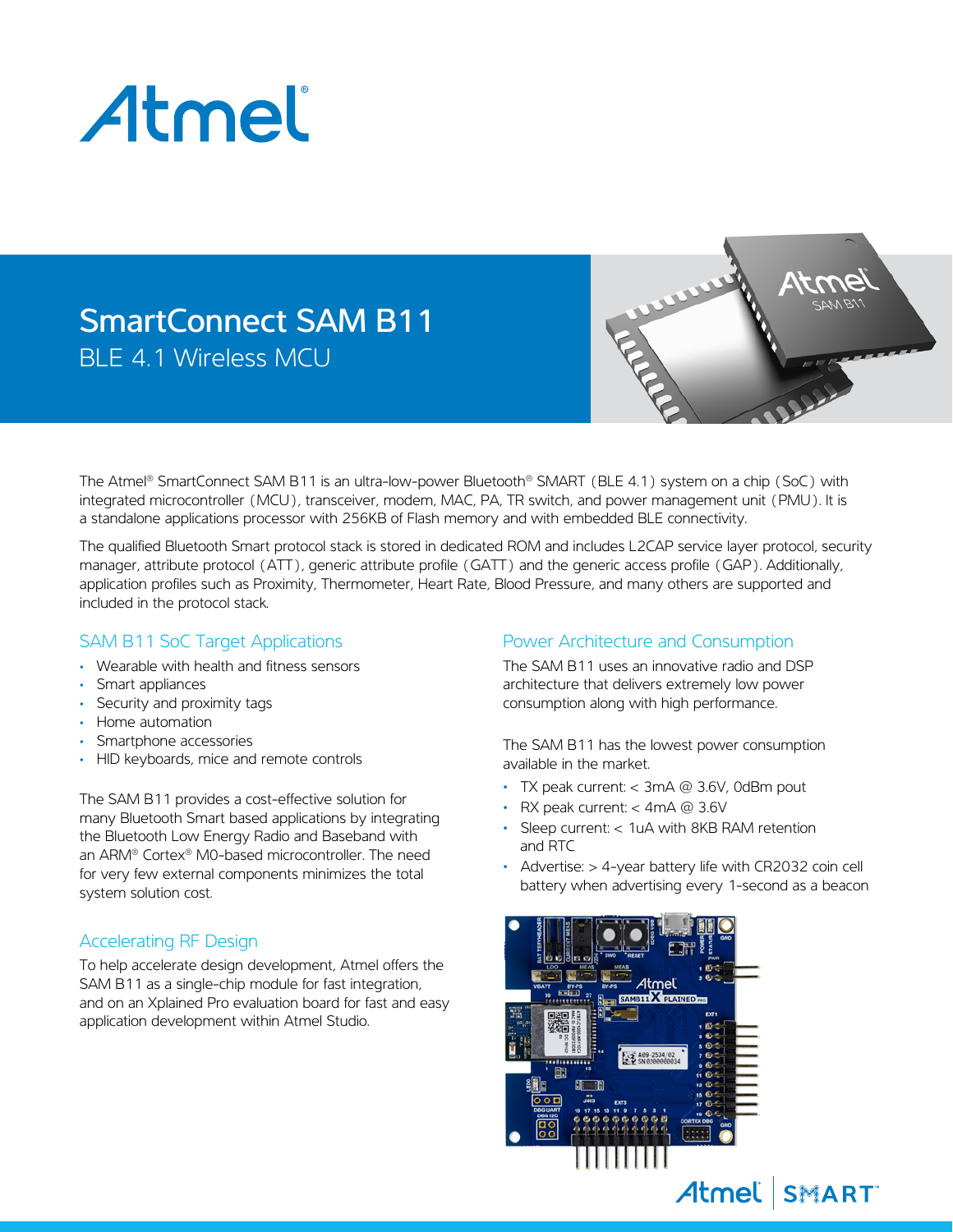# SmartConnect SAM B11

## BLE 4.1 Wireless MCU

The Atmel® SmartConnect SAM B11 is an ultra-low-power Bluetooth® SMART (BLE 4.1) system on a chip (SoC) with integrated microcontroller (MCU), transceiver, modem, MAC, PA, TR switch, and power management unit (PMU). It is a standalone applications processor with 256KB of Flash memory and with embedded BLE connectivity.

The qualified Bluetooth Smart protocol stack is stored in dedicated ROM and includes L2CAP service layer protocol, security manager, attribute protocol (ATT), generic attribute profile (GATT) and the generic access profile (GAP). Additionally, application profiles such as Proximity, Thermometer, Heart Rate, Blood Pressure, and many others are supported and included in the protocol stack.

### SAM B11 SoC Target Applications

- Wearable with health and fitness sensors
- Smart appliances
- Security and proximity tags
- Home automation
- Smartphone accessories
- HID keyboards, mice and remote controls

The SAM B11 provides a cost-effective solution for many Bluetooth Smart based applications by integrating the Bluetooth Low Energy Radio and Baseband with an ARM® Cortex® M0-based microcontroller. The need for very few external components minimizes the total system solution cost.

### Accelerating RF Design

To help accelerate design development, Atmel offers the SAM B11 as a single-chip module for fast integration, and on an Xplained Pro evaluation board for fast and easy application development within Atmel Studio.

### Power Architecture and Consumption

The SAM B11 uses an innovative radio and DSP architecture that delivers extremely low power consumption along with high performance.

The SAM B11 has the lowest power consumption available in the market.

- TX peak current: < 3mA @ 3.6V, 0dBm pout
- RX peak current: < 4mA @ 3.6V
- Sleep current: < 1uA with 8KB RAM retention and RTC
- Advertise: > 4-year battery life with CR2032 coin cell battery when advertising every 1-second as a beacon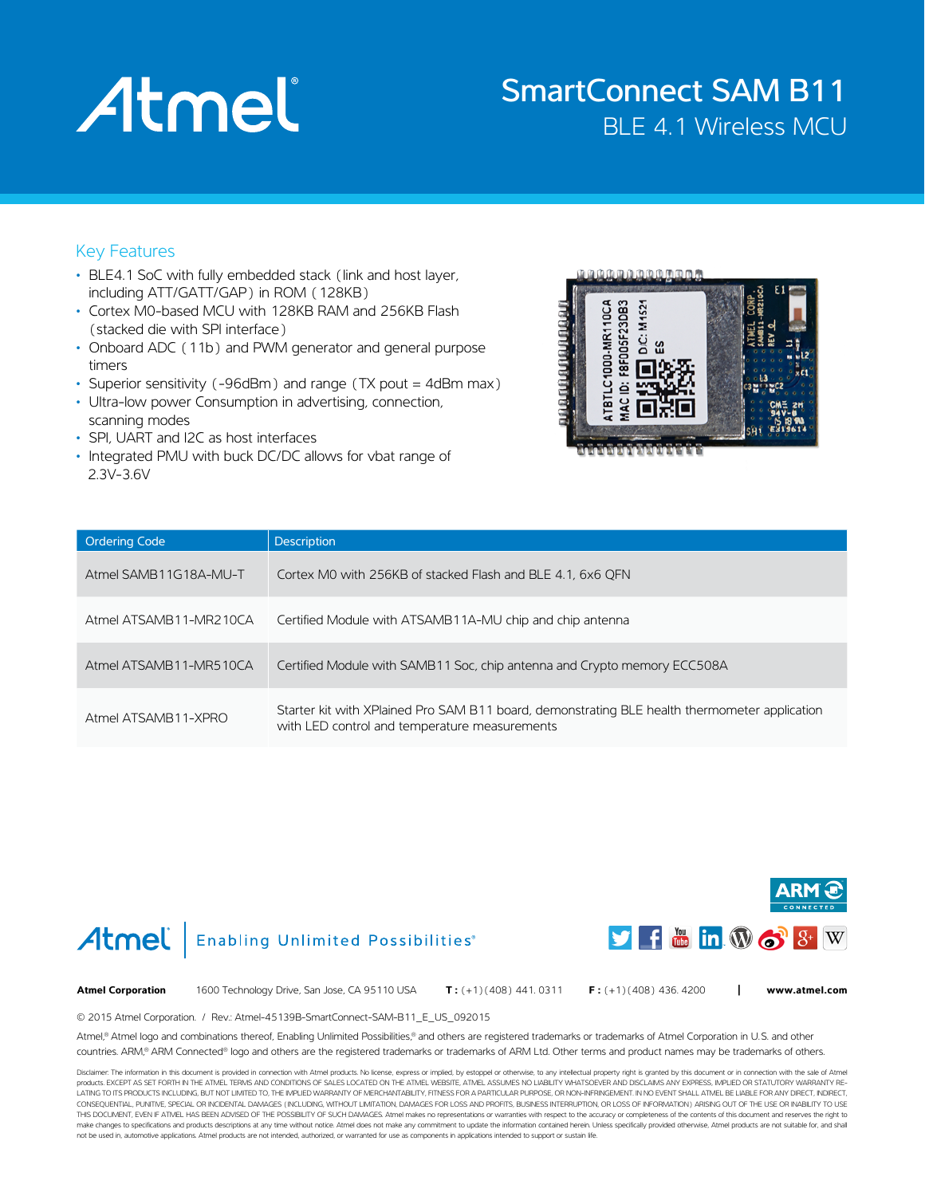# SmartConnect SAM B11

## BLE 4.1 Wireless MCU

### Key Features

- BLE4.1 SoC with fully embedded stack (link and host layer, including ATT/GATT/GAP) in ROM (128KB)
- Cortex M0-based MCU with 128KB RAM and 256KB Flash (stacked die with SPI interface)
- Onboard ADC (11b) and PWM generator and general purpose timers
- Superior sensitivity (-96dBm) and range (TX pout = 4dBm max)
- Ultra-low power Consumption in advertising, connection, scanning modes
- SPI, UART and I2C as host interfaces
- Integrated PMU with buck DC/DC allows for vbat range of 2.3V-3.6V

| Ordering Code | Description |
| --- | --- |
| Atmel SAMB11G18A-MU-T | Cortex M0 with 256KB of stacked Flash and BLE 4.1, 6x6 QFN |
| Atmel ATSAMB11-MR210CA | Certified Module with ATSAMB11A-MU chip and chip antenna |
| Atmel ATSAMB11-MR510CA | Certified Module with SAMB11 Soc, chip antenna and Crypto memory ECC508A |
| Atmel ATSAMB11-XPRO | Starter kit with XPlained Pro SAM B11 board, demonstrating BLE health thermometer application with LED control and temperature measurements |

Atmel | Enabling Unlimited Possibilities®

**Atmel Corporation** 1600 Technology Drive, San Jose, CA 95110 USA **T:** (+1)(408) 441.0311 **F:** (+1)(408) 436.4200 | **www.atmel.com**

© 2015 Atmel Corporation. / Rev.: Atmel-45139B-SmartConnect-SAM-B11_E_US_092015

Atmel,® Atmel logo and combinations thereof, Enabling Unlimited Possibilities,® and others are registered trademarks or trademarks of Atmel Corporation in U.S. and other countries. ARM,® ARM Connected® logo and others are the registered trademarks or trademarks of ARM Ltd. Other terms and product names may be trademarks of others.

Disclaimer: The information in this document is provided in connection with Atmel products. No license, express or implied, by estoppel or otherwise, to any intellectual property right is granted by this document or in connection with the sale of Atmel products. EXCEPT AS SET FORTH IN THE ATMEL TERMS AND CONDITIONS OF SALES LOCATED ON THE ATMEL WEBSITE, ATMEL ASSUMES NO LIABILITY WHATSOEVER AND DISCLAIMS ANY EXPRESS, IMPLIED OR STATUTORY WARRANTY RELATING TO ITS PRODUCTS INCLUDING, BUT NOT LIMITED TO, THE IMPLIED WARRANTY OF MERCHANTABILITY, FITNESS FOR A PARTICULAR PURPOSE, OR NON-INFRINGEMENT. IN NO EVENT SHALL ATMEL BE LIABLE FOR ANY DIRECT, INDIRECT, CONSEQUENTIAL, PUNITIVE, SPECIAL OR INCIDENTAL DAMAGES (INCLUDING, WITHOUT LIMITATION, DAMAGES FOR LOSS AND PROFITS, BUSINESS INTERRUPTION, OR LOSS OF INFORMATION) ARISING OUT OF THE USE OR INABILITY TO USE THIS DOCUMENT, EVEN IF ATMEL HAS BEEN ADVISED OF THE POSSIBILITY OF SUCH DAMAGES. Atmel makes no representations or warranties with respect to the accuracy or completeness of the contents of this document and reserves the right to make changes to specifications and products descriptions at any time without notice. Atmel does not make any commitment to update the information contained herein. Unless specifically provided otherwise, Atmel products are not suitable for, and shall not be used in, automotive applications. Atmel products are not intended, authorized, or warranted for use as components in applications intended to support or sustain life.